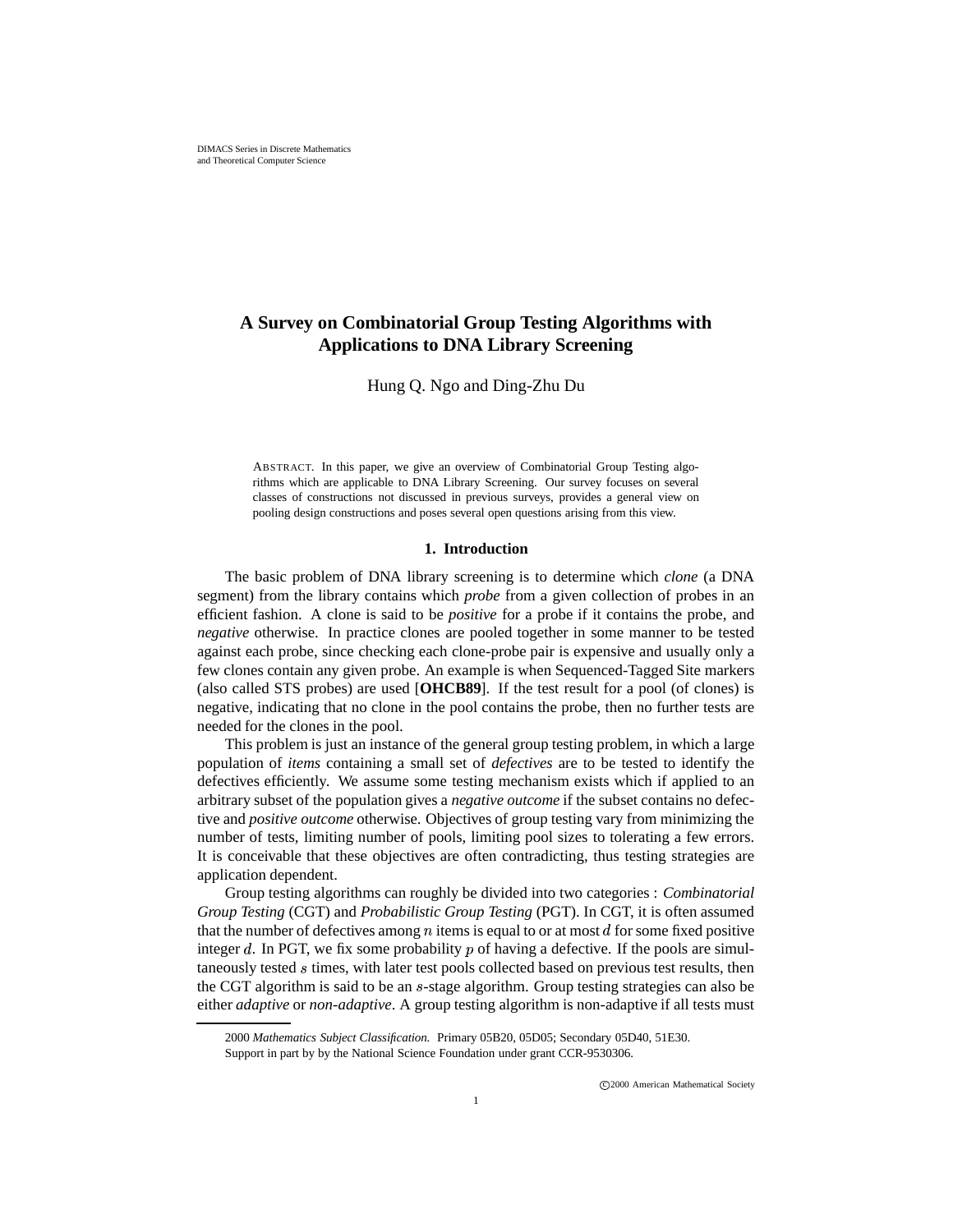DIMACS Series in Discrete Mathematics
and Theoretical Computer Science

# A Survey on Combinatorial Group Testing Algorithms with Applications to DNA Library Screening

Hung Q. Ngo and Ding-Zhu Du

ABSTRACT. In this paper, we give an overview of Combinatorial Group Testing algorithms which are applicable to DNA Library Screening. Our survey focuses on several classes of constructions not discussed in previous surveys, provides a general view on pooling design constructions and poses several open questions arising from this view.

## 1. Introduction

The basic problem of DNA library screening is to determine which *clone* (a DNA segment) from the library contains which *probe* from a given collection of probes in an efficient fashion. A clone is said to be *positive* for a probe if it contains the probe, and *negative* otherwise. In practice clones are pooled together in some manner to be tested against each probe, since checking each clone-probe pair is expensive and usually only a few clones contain any given probe. An example is when Sequenced-Tagged Site markers (also called STS probes) are used [**OHCB89**]. If the test result for a pool (of clones) is negative, indicating that no clone in the pool contains the probe, then no further tests are needed for the clones in the pool.

This problem is just an instance of the general group testing problem, in which a large population of *items* containing a small set of *defectives* are to be tested to identify the defectives efficiently. We assume some testing mechanism exists which if applied to an arbitrary subset of the population gives a *negative outcome* if the subset contains no defective and *positive outcome* otherwise. Objectives of group testing vary from minimizing the number of tests, limiting number of pools, limiting pool sizes to tolerating a few errors. It is conceivable that these objectives are often contradicting, thus testing strategies are application dependent.

Group testing algorithms can roughly be divided into two categories : *Combinatorial Group Testing* (CGT) and *Probabilistic Group Testing* (PGT). In CGT, it is often assumed that the number of defectives among $n$ items is equal to or at most $d$ for some fixed positive integer $d$. In PGT, we fix some probability $p$ of having a defective. If the pools are simultaneously tested $s$ times, with later test pools collected based on previous test results, then the CGT algorithm is said to be an $s$-stage algorithm. Group testing strategies can also be either *adaptive* or *non-adaptive*. A group testing algorithm is non-adaptive if all tests must

---

2000 *Mathematics Subject Classification.* Primary 05B20, 05D05; Secondary 05D40, 51E30.
Support in part by by the National Science Foundation under grant CCR-9530306.

©2000 American Mathematical Society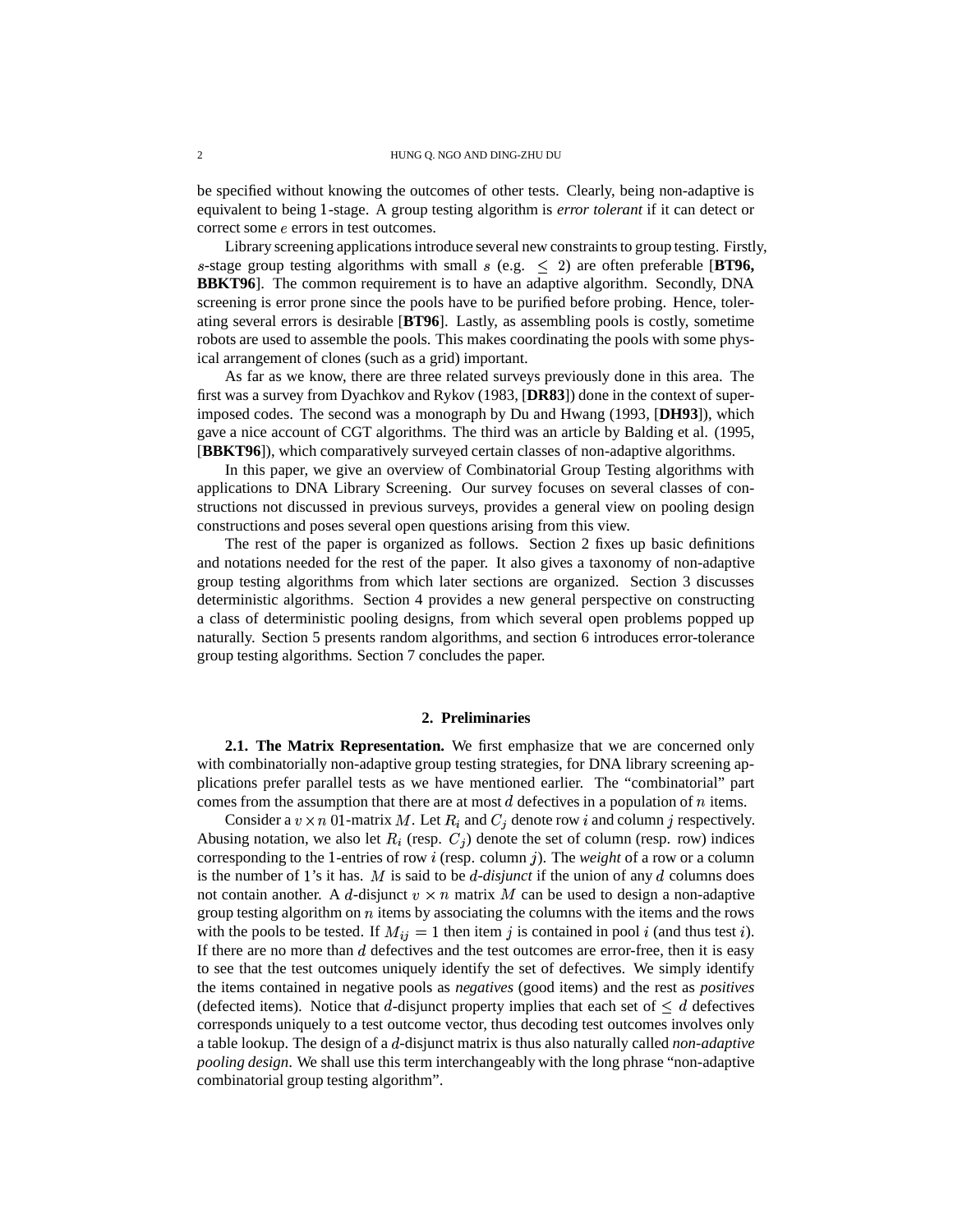be specified without knowing the outcomes of other tests. Clearly, being non-adaptive is equivalent to being 1-stage. A group testing algorithm is *error tolerant* if it can detect or correct some $e$ errors in test outcomes.

Library screening applications introduce several new constraints to group testing. Firstly, $s$-stage group testing algorithms with small $s$ (e.g. $\leq 2$) are often preferable [**BT96, BBKT96**]. The common requirement is to have an adaptive algorithm. Secondly, DNA screening is error prone since the pools have to be purified before probing. Hence, tolerating several errors is desirable [**BT96**]. Lastly, as assembling pools is costly, sometime robots are used to assemble the pools. This makes coordinating the pools with some physical arrangement of clones (such as a grid) important.

As far as we know, there are three related surveys previously done in this area. The first was a survey from Dyachkov and Rykov (1983, [**DR83**]) done in the context of superimposed codes. The second was a monograph by Du and Hwang (1993, [**DH93**]), which gave a nice account of CGT algorithms. The third was an article by Balding et al. (1995, [**BBKT96**]), which comparatively surveyed certain classes of non-adaptive algorithms.

In this paper, we give an overview of Combinatorial Group Testing algorithms with applications to DNA Library Screening. Our survey focuses on several classes of constructions not discussed in previous surveys, provides a general view on pooling design constructions and poses several open questions arising from this view.

The rest of the paper is organized as follows. Section 2 fixes up basic definitions and notations needed for the rest of the paper. It also gives a taxonomy of non-adaptive group testing algorithms from which later sections are organized. Section 3 discusses deterministic algorithms. Section 4 provides a new general perspective on constructing a class of deterministic pooling designs, from which several open problems popped up naturally. Section 5 presents random algorithms, and section 6 introduces error-tolerance group testing algorithms. Section 7 concludes the paper.

## 2. Preliminaries

**2.1. The Matrix Representation.** We first emphasize that we are concerned only with combinatorially non-adaptive group testing strategies, for DNA library screening applications prefer parallel tests as we have mentioned earlier. The "combinatorial" part comes from the assumption that there are at most $d$ defectives in a population of $n$ items.

Consider a $v \times n$ 01-matrix $M$. Let $R_i$ and $C_j$ denote row $i$ and column $j$ respectively. Abusing notation, we also let $R_i$ (resp. $C_j$) denote the set of column (resp. row) indices corresponding to the 1-entries of row $i$ (resp. column $j$). The *weight* of a row or a column is the number of 1's it has. $M$ is said to be $d$*-disjunct* if the union of any $d$ columns does not contain another. A $d$-disjunct $v \times n$ matrix $M$ can be used to design a non-adaptive group testing algorithm on $n$ items by associating the columns with the items and the rows with the pools to be tested. If $M_{ij} = 1$ then item $j$ is contained in pool $i$ (and thus test $i$). If there are no more than $d$ defectives and the test outcomes are error-free, then it is easy to see that the test outcomes uniquely identify the set of defectives. We simply identify the items contained in negative pools as *negatives* (good items) and the rest as *positives* (defected items). Notice that $d$-disjunct property implies that each set of $\leq d$ defectives corresponds uniquely to a test outcome vector, thus decoding test outcomes involves only a table lookup. The design of a $d$-disjunct matrix is thus also naturally called *non-adaptive pooling design*. We shall use this term interchangeably with the long phrase "non-adaptive combinatorial group testing algorithm".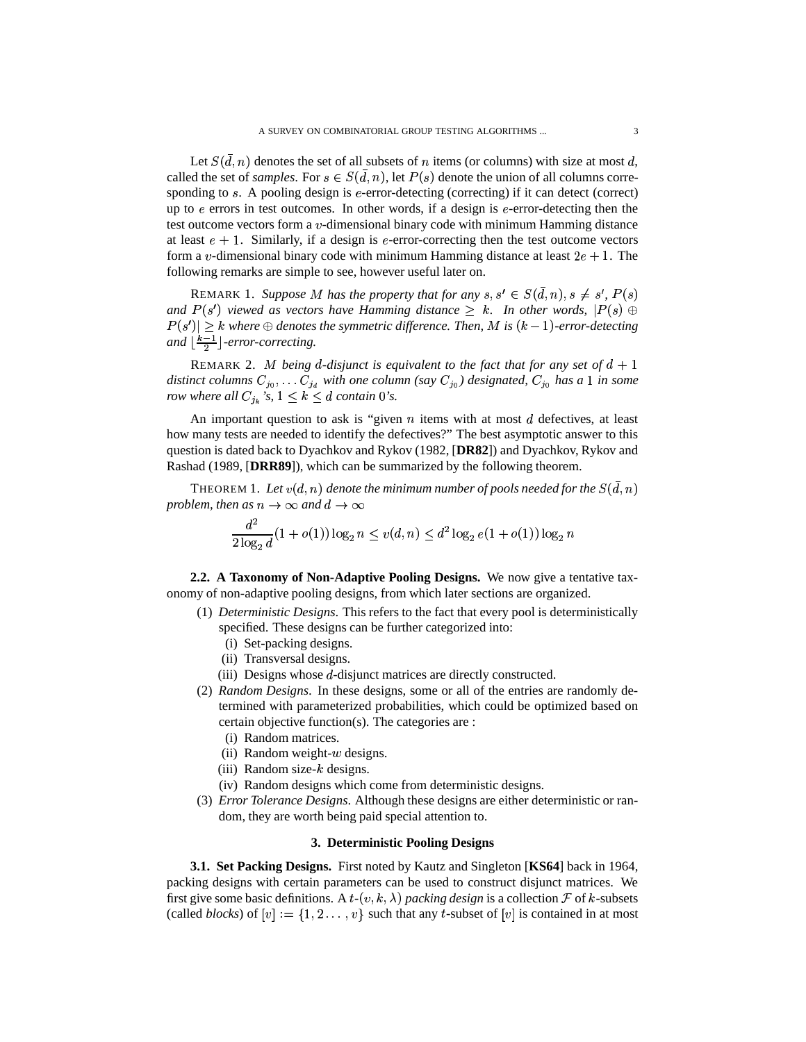Let $S(\bar{d}, n)$ denotes the set of all subsets of $n$ items (or columns) with size at most $d$, called the set of *samples*. For $s \in S(\bar{d}, n)$, let $P(s)$ denote the union of all columns corresponding to $s$. A pooling design is $e$-error-detecting (correcting) if it can detect (correct) up to $e$ errors in test outcomes. In other words, if a design is $e$-error-detecting then the test outcome vectors form a $v$-dimensional binary code with minimum Hamming distance at least $e+1$. Similarly, if a design is $e$-error-correcting then the test outcome vectors form a $v$-dimensional binary code with minimum Hamming distance at least $2e+1$. The following remarks are simple to see, however useful later on.

REMARK 1. *Suppose $M$ has the property that for any $s, s' \in S(\bar{d}, n), s \neq s'$, $P(s)$ and $P(s')$ viewed as vectors have Hamming distance $\geq k$. In other words, $|P(s) \oplus P(s')| \geq k$ where $\oplus$ denotes the symmetric difference. Then, $M$ is $(k-1)$-error-detecting and $\lfloor \frac{k-1}{2} \rfloor$-error-correcting.*

REMARK 2. *$M$ being $d$-disjunct is equivalent to the fact that for any set of $d+1$ distinct columns $C_{j_0}, \ldots C_{j_d}$ with one column (say $C_{j_0}$) designated, $C_{j_0}$ has a $1$ in some row where all $C_{j_k}$'s, $1 \leq k \leq d$ contain $0$'s.*

An important question to ask is "given $n$ items with at most $d$ defectives, at least how many tests are needed to identify the defectives?" The best asymptotic answer to this question is dated back to Dyachkov and Rykov (1982, [**DR82**]) and Dyachkov, Rykov and Rashad (1989, [**DRR89**]), which can be summarized by the following theorem.

THEOREM 1. *Let $v(d, n)$ denote the minimum number of pools needed for the $S(\bar{d}, n)$ problem, then as $n \to \infty$ and $d \to \infty$*

$$\frac{d^2}{2\log_2 d}(1+o(1))\log_2 n \leq v(d,n) \leq d^2 \log_2 e(1+o(1))\log_2 n$$

**2.2. A Taxonomy of Non-Adaptive Pooling Designs.** We now give a tentative taxonomy of non-adaptive pooling designs, from which later sections are organized.

(1) *Deterministic Designs*. This refers to the fact that every pool is deterministically specified. These designs can be further categorized into:
  (i) Set-packing designs.
  (ii) Transversal designs.
  (iii) Designs whose $d$-disjunct matrices are directly constructed.
(2) *Random Designs*. In these designs, some or all of the entries are randomly determined with parameterized probabilities, which could be optimized based on certain objective function(s). The categories are :
  (i) Random matrices.
  (ii) Random weight-$w$ designs.
  (iii) Random size-$k$ designs.
  (iv) Random designs which come from deterministic designs.
(3) *Error Tolerance Designs*. Although these designs are either deterministic or random, they are worth being paid special attention to.

## 3. Deterministic Pooling Designs

**3.1. Set Packing Designs.** First noted by Kautz and Singleton [**KS64**] back in 1964, packing designs with certain parameters can be used to construct disjunct matrices. We first give some basic definitions. A $t$-$(v, k, \lambda)$ *packing design* is a collection $\mathcal{F}$ of $k$-subsets (called *blocks*) of $[v] := \{1, 2 \ldots, v\}$ such that any $t$-subset of $[v]$ is contained in at most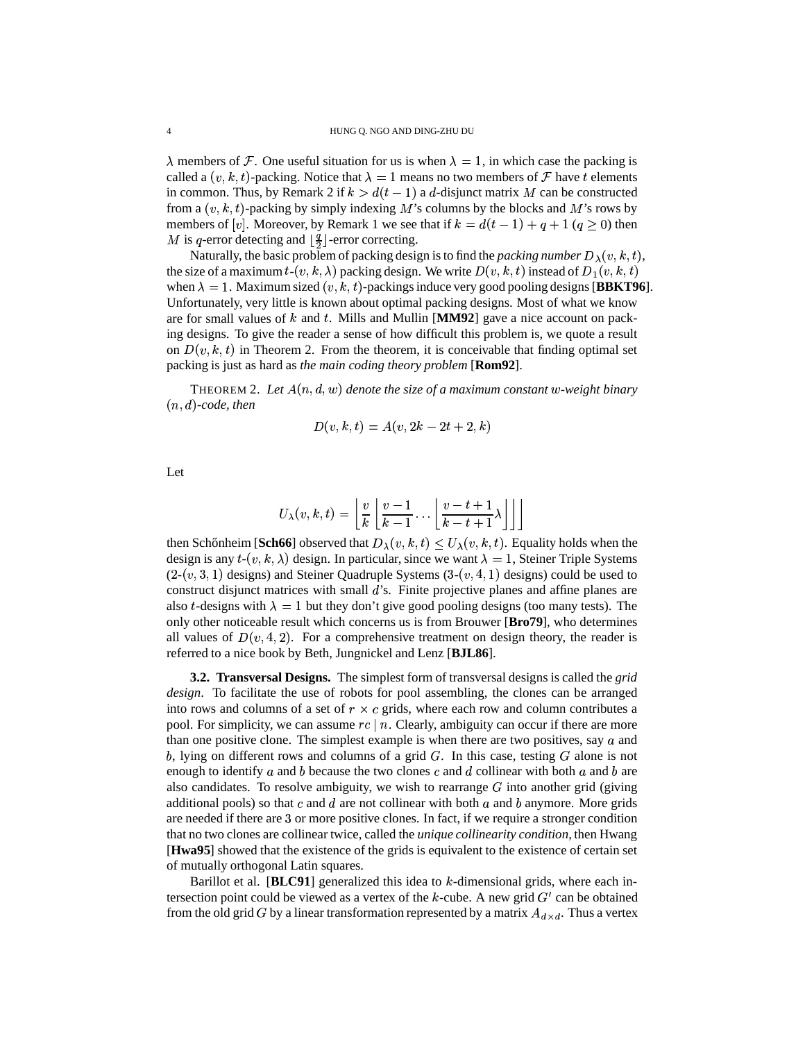$\lambda$ members of $\mathcal{F}$. One useful situation for us is when $\lambda = 1$, in which case the packing is called a $(v, k, t)$-packing. Notice that $\lambda = 1$ means no two members of $\mathcal{F}$ have $t$ elements in common. Thus, by Remark 2 if $k > d(t-1)$ a $d$-disjunct matrix $M$ can be constructed from a $(v, k, t)$-packing by simply indexing $M$'s columns by the blocks and $M$'s rows by members of $[v]$. Moreover, by Remark 1 we see that if $k = d(t-1) + q + 1$ ($q \geq 0$) then $M$ is $q$-error detecting and $\lfloor \frac{q}{2} \rfloor$-error correcting.

Naturally, the basic problem of packing design is to find the *packing number* $D_\lambda(v, k, t)$, the size of a maximum $t$-$(v, k, \lambda)$ packing design. We write $D(v, k, t)$ instead of $D_1(v, k, t)$ when $\lambda = 1$. Maximum sized $(v, k, t)$-packings induce very good pooling designs [**BBKT96**]. Unfortunately, very little is known about optimal packing designs. Most of what we know are for small values of $k$ and $t$. Mills and Mullin [**MM92**] gave a nice account on packing designs. To give the reader a sense of how difficult this problem is, we quote a result on $D(v, k, t)$ in Theorem 2. From the theorem, it is conceivable that finding optimal set packing is just as hard as *the main coding theory problem* [**Rom92**].

THEOREM 2. *Let $A(n, d, w)$ denote the size of a maximum constant $w$-weight binary $(n, d)$-code, then*

$$D(v, k, t) = A(v, 2k - 2t + 2, k)$$

Let

$$U_\lambda(v, k, t) = \left\lfloor \frac{v}{k} \left\lfloor \frac{v-1}{k-1} \cdots \left\lfloor \frac{v-t+1}{k-t+1} \lambda \right\rfloor \right\rfloor \right\rfloor$$

then Schőnheim [**Sch66**] observed that $D_\lambda(v, k, t) \leq U_\lambda(v, k, t)$. Equality holds when the design is any $t$-$(v, k, \lambda)$ design. In particular, since we want $\lambda = 1$, Steiner Triple Systems (2-$(v, 3, 1)$ designs) and Steiner Quadruple Systems (3-$(v, 4, 1)$ designs) could be used to construct disjunct matrices with small $d$'s. Finite projective planes and affine planes are also $t$-designs with $\lambda = 1$ but they don't give good pooling designs (too many tests). The only other noticeable result which concerns us is from Brouwer [**Bro79**], who determines all values of $D(v, 4, 2)$. For a comprehensive treatment on design theory, the reader is referred to a nice book by Beth, Jungnickel and Lenz [**BJL86**].

**3.2. Transversal Designs.** The simplest form of transversal designs is called the *grid design*. To facilitate the use of robots for pool assembling, the clones can be arranged into rows and columns of a set of $r \times c$ grids, where each row and column contributes a pool. For simplicity, we can assume $rc \mid n$. Clearly, ambiguity can occur if there are more than one positive clone. The simplest example is when there are two positives, say $a$ and $b$, lying on different rows and columns of a grid $G$. In this case, testing $G$ alone is not enough to identify $a$ and $b$ because the two clones $c$ and $d$ collinear with both $a$ and $b$ are also candidates. To resolve ambiguity, we wish to rearrange $G$ into another grid (giving additional pools) so that $c$ and $d$ are not collinear with both $a$ and $b$ anymore. More grids are needed if there are 3 or more positive clones. In fact, if we require a stronger condition that no two clones are collinear twice, called the *unique collinearity condition*, then Hwang [**Hwa95**] showed that the existence of the grids is equivalent to the existence of certain set of mutually orthogonal Latin squares.

Barillot et al. [**BLC91**] generalized this idea to $k$-dimensional grids, where each intersection point could be viewed as a vertex of the $k$-cube. A new grid $G'$ can be obtained from the old grid $G$ by a linear transformation represented by a matrix $A_{d \times d}$. Thus a vertex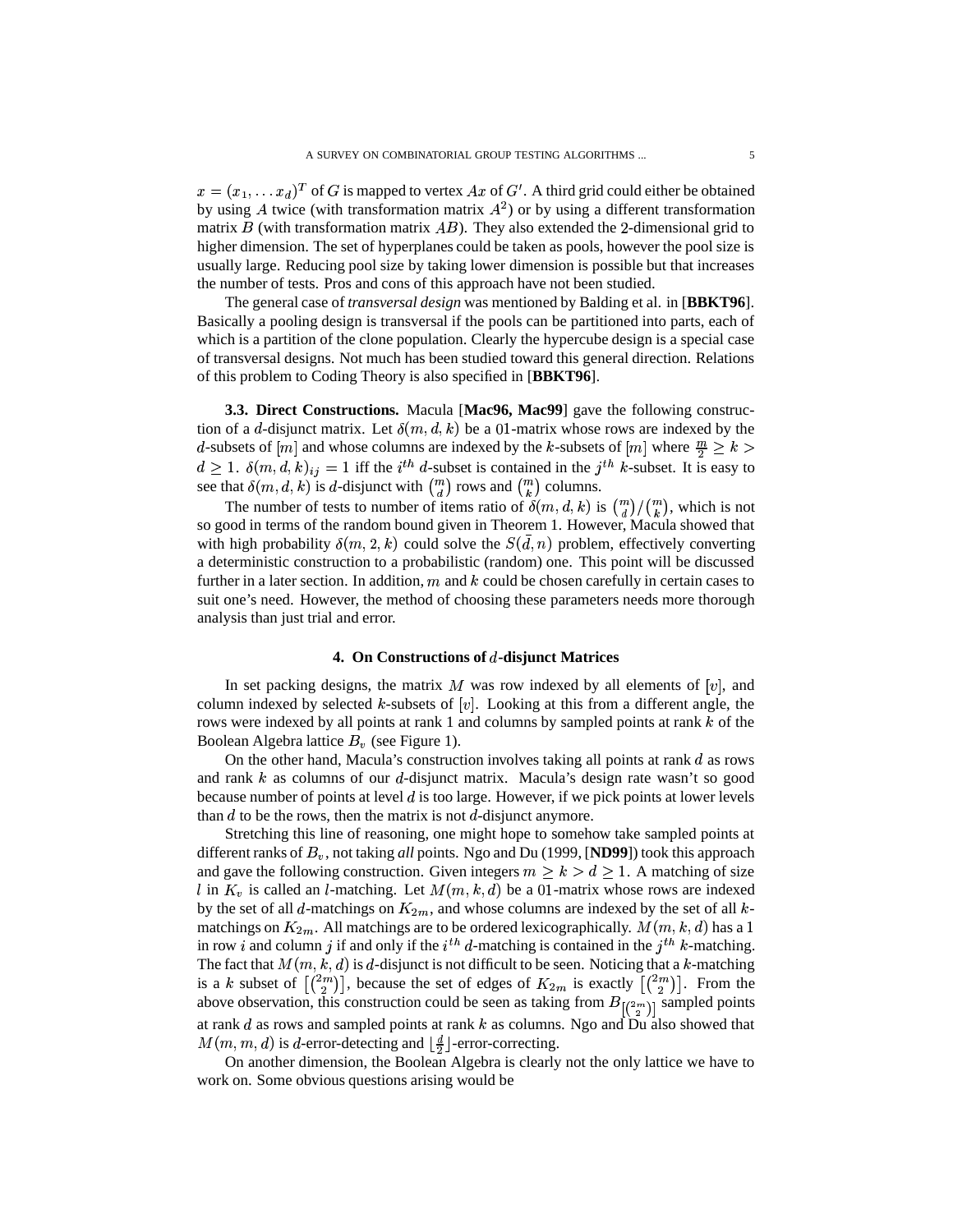$x = (x_1, \ldots x_d)^T$ of $G$ is mapped to vertex $Ax$ of $G'$. A third grid could either be obtained by using $A$ twice (with transformation matrix $A^2$) or by using a different transformation matrix $B$ (with transformation matrix $AB$). They also extended the 2-dimensional grid to higher dimension. The set of hyperplanes could be taken as pools, however the pool size is usually large. Reducing pool size by taking lower dimension is possible but that increases the number of tests. Pros and cons of this approach have not been studied.

The general case of *transversal design* was mentioned by Balding et al. in [**BBKT96**]. Basically a pooling design is transversal if the pools can be partitioned into parts, each of which is a partition of the clone population. Clearly the hypercube design is a special case of transversal designs. Not much has been studied toward this general direction. Relations of this problem to Coding Theory is also specified in [**BBKT96**].

**3.3. Direct Constructions.** Macula [**Mac96, Mac99**] gave the following construction of a $d$-disjunct matrix. Let $\delta(m, d, k)$ be a 01-matrix whose rows are indexed by the $d$-subsets of $[m]$ and whose columns are indexed by the $k$-subsets of $[m]$ where $\frac{m}{2} \geq k > d \geq 1$. $\delta(m, d, k)_{ij} = 1$ iff the $i^{th}$ $d$-subset is contained in the $j^{th}$ $k$-subset. It is easy to see that $\delta(m, d, k)$ is $d$-disjunct with $\binom{m}{d}$ rows and $\binom{m}{k}$ columns.

The number of tests to number of items ratio of $\delta(m, d, k)$ is $\binom{m}{d}/\binom{m}{k}$, which is not so good in terms of the random bound given in Theorem 1. However, Macula showed that with high probability $\delta(m, 2, k)$ could solve the $S(\bar{d}, n)$ problem, effectively converting a deterministic construction to a probabilistic (random) one. This point will be discussed further in a later section. In addition, $m$ and $k$ could be chosen carefully in certain cases to suit one's need. However, the method of choosing these parameters needs more thorough analysis than just trial and error.

## 4. On Constructions of $d$-disjunct Matrices

In set packing designs, the matrix $M$ was row indexed by all elements of $[v]$, and column indexed by selected $k$-subsets of $[v]$. Looking at this from a different angle, the rows were indexed by all points at rank 1 and columns by sampled points at rank $k$ of the Boolean Algebra lattice $B_v$ (see Figure 1).

On the other hand, Macula's construction involves taking all points at rank $d$ as rows and rank $k$ as columns of our $d$-disjunct matrix. Macula's design rate wasn't so good because number of points at level $d$ is too large. However, if we pick points at lower levels than $d$ to be the rows, then the matrix is not $d$-disjunct anymore.

Stretching this line of reasoning, one might hope to somehow take sampled points at different ranks of $B_v$, not taking *all* points. Ngo and Du (1999, [**ND99**]) took this approach and gave the following construction. Given integers $m \geq k > d \geq 1$. A matching of size $l$ in $K_v$ is called an $l$-matching. Let $M(m, k, d)$ be a 01-matrix whose rows are indexed by the set of all $d$-matchings on $K_{2m}$, and whose columns are indexed by the set of all $k$-matchings on $K_{2m}$. All matchings are to be ordered lexicographically. $M(m, k, d)$ has a 1 in row $i$ and column $j$ if and only if the $i^{th}$ $d$-matching is contained in the $j^{th}$ $k$-matching. The fact that $M(m, k, d)$ is $d$-disjunct is not difficult to be seen. Noticing that a $k$-matching is a $k$ subset of $\left[\binom{2m}{2}\right]$, because the set of edges of $K_{2m}$ is exactly $\left[\binom{2m}{2}\right]$. From the above observation, this construction could be seen as taking from $B_{\left[\binom{2m}{2}\right]}$ sampled points at rank $d$ as rows and sampled points at rank $k$ as columns. Ngo and Du also showed that $M(m, m, d)$ is $d$-error-detecting and $\lfloor \frac{d}{2} \rfloor$-error-correcting.

On another dimension, the Boolean Algebra is clearly not the only lattice we have to work on. Some obvious questions arising would be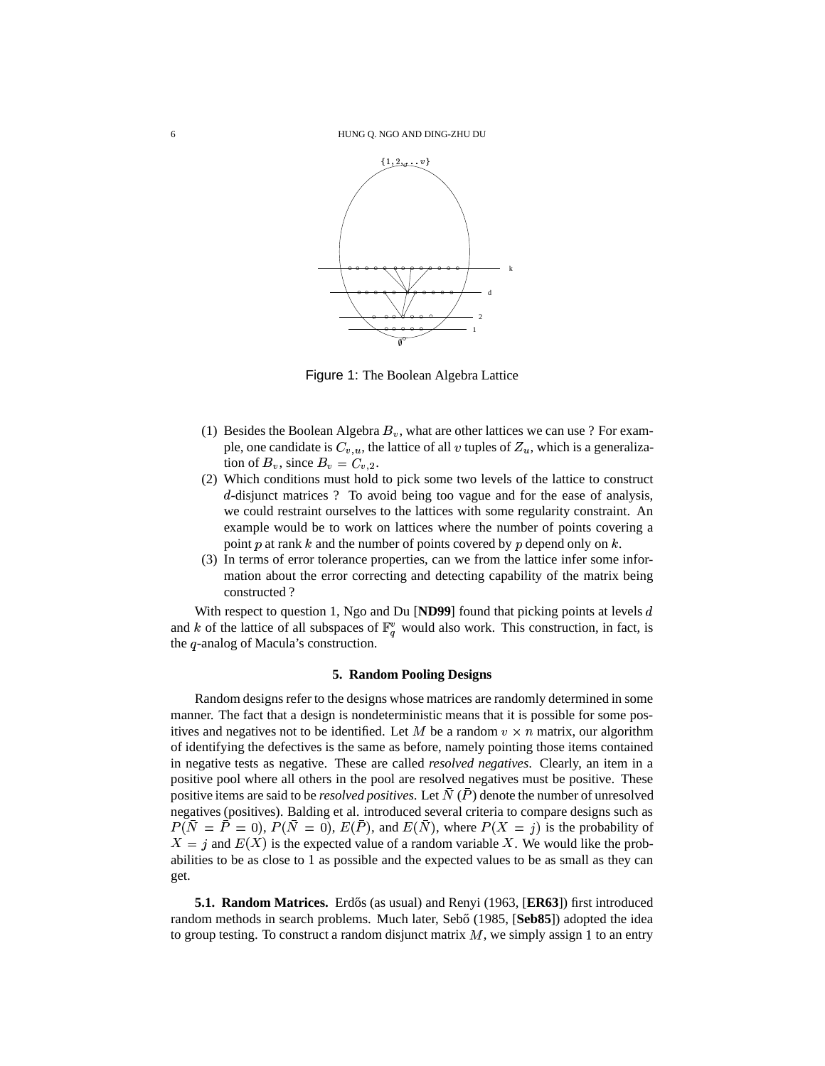Figure 1: The Boolean Algebra Lattice

(1) Besides the Boolean Algebra $B_v$, what are other lattices we can use ? For example, one candidate is $C_{v,u}$, the lattice of all $v$ tuples of $Z_u$, which is a generalization of $B_v$, since $B_v = C_{v,2}$.
(2) Which conditions must hold to pick some two levels of the lattice to construct $d$-disjunct matrices ? To avoid being too vague and for the ease of analysis, we could restraint ourselves to the lattices with some regularity constraint. An example would be to work on lattices where the number of points covering a point $p$ at rank $k$ and the number of points covered by $p$ depend only on $k$.
(3) In terms of error tolerance properties, can we from the lattice infer some information about the error correcting and detecting capability of the matrix being constructed ?

With respect to question 1, Ngo and Du [**ND99**] found that picking points at levels $d$ and $k$ of the lattice of all subspaces of $\mathbb{F}_q^v$ would also work. This construction, in fact, is the $q$-analog of Macula's construction.

## 5. Random Pooling Designs

Random designs refer to the designs whose matrices are randomly determined in some manner. The fact that a design is nondeterministic means that it is possible for some positives and negatives not to be identified. Let $M$ be a random $v \times n$ matrix, our algorithm of identifying the defectives is the same as before, namely pointing those items contained in negative tests as negative. These are called *resolved negatives*. Clearly, an item in a positive pool where all others in the pool are resolved negatives must be positive. These positive items are said to be *resolved positives*. Let $\bar{N}$ ($\bar{P}$) denote the number of unresolved negatives (positives). Balding et al. introduced several criteria to compare designs such as $P(\bar{N} = \bar{P} = 0)$, $P(\bar{N} = 0)$, $E(\bar{P})$, and $E(\bar{N})$, where $P(X = j)$ is the probability of $X = j$ and $E(X)$ is the expected value of a random variable $X$. We would like the probabilities to be as close to 1 as possible and the expected values to be as small as they can get.

**5.1. Random Matrices.** Erdős (as usual) and Renyi (1963, [**ER63**]) first introduced random methods in search problems. Much later, Sebő (1985, [**Seb85**]) adopted the idea to group testing. To construct a random disjunct matrix $M$, we simply assign 1 to an entry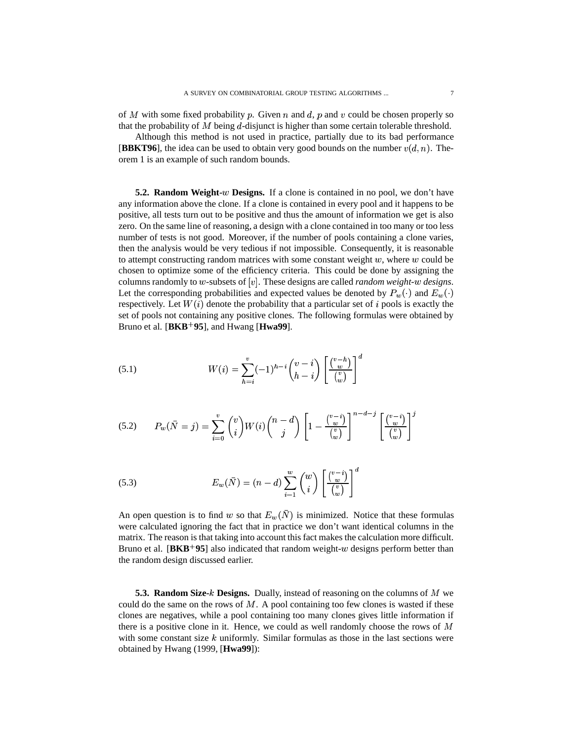of $M$ with some fixed probability $p$. Given $n$ and $d$, $p$ and $v$ could be chosen properly so that the probability of $M$ being $d$-disjunct is higher than some certain tolerable threshold.

Although this method is not used in practice, partially due to its bad performance [**BBKT96**], the idea can be used to obtain very good bounds on the number $v(d, n)$. Theorem 1 is an example of such random bounds.

### 5.2. Random Weight-$w$ Designs.

If a clone is contained in no pool, we don't have any information above the clone. If a clone is contained in every pool and it happens to be positive, all tests turn out to be positive and thus the amount of information we get is also zero. On the same line of reasoning, a design with a clone contained in too many or too less number of tests is not good. Moreover, if the number of pools containing a clone varies, then the analysis would be very tedious if not impossible. Consequently, it is reasonable to attempt constructing random matrices with some constant weight $w$, where $w$ could be chosen to optimize some of the efficiency criteria. This could be done by assigning the columns randomly to $w$-subsets of $[v]$. These designs are called *random weight-$w$ designs*. Let the corresponding probabilities and expected values be denoted by $P_w(\cdot)$ and $E_w(\cdot)$ respectively. Let $W(i)$ denote the probability that a particular set of $i$ pools is exactly the set of pools not containing any positive clones. The following formulas were obtained by Bruno et al. [**BKB$^+$95**], and Hwang [**Hwa99**].

$$W(i) = \sum_{h=i}^{v} (-1)^{h-i} \binom{v-i}{h-i} \left[ \frac{\binom{v-h}{w}}{\binom{v}{w}} \right]^d \tag{5.1}$$

$$P_w(\bar{N} = j) = \sum_{i=0}^{v} \binom{v}{i} W(i) \binom{n-d}{j} \left[ 1 - \frac{\binom{v-i}{w}}{\binom{v}{w}} \right]^{n-d-j} \left[ \frac{\binom{v-i}{w}}{\binom{v}{w}} \right]^j \tag{5.2}$$

$$E_w(\bar{N}) = (n-d) \sum_{i=1}^{w} \binom{w}{i} \left[ \frac{\binom{v-i}{w}}{\binom{v}{w}} \right]^d \tag{5.3}$$

An open question is to find $w$ so that $E_w(\bar{N})$ is minimized. Notice that these formulas were calculated ignoring the fact that in practice we don't want identical columns in the matrix. The reason is that taking into account this fact makes the calculation more difficult. Bruno et al. [**BKB$^+$95**] also indicated that random weight-$w$ designs perform better than the random design discussed earlier.

### 5.3. Random Size-$k$ Designs.

Dually, instead of reasoning on the columns of $M$ we could do the same on the rows of $M$. A pool containing too few clones is wasted if these clones are negatives, while a pool containing too many clones gives little information if there is a positive clone in it. Hence, we could as well randomly choose the rows of $M$ with some constant size $k$ uniformly. Similar formulas as those in the last sections were obtained by Hwang (1999, [**Hwa99**]):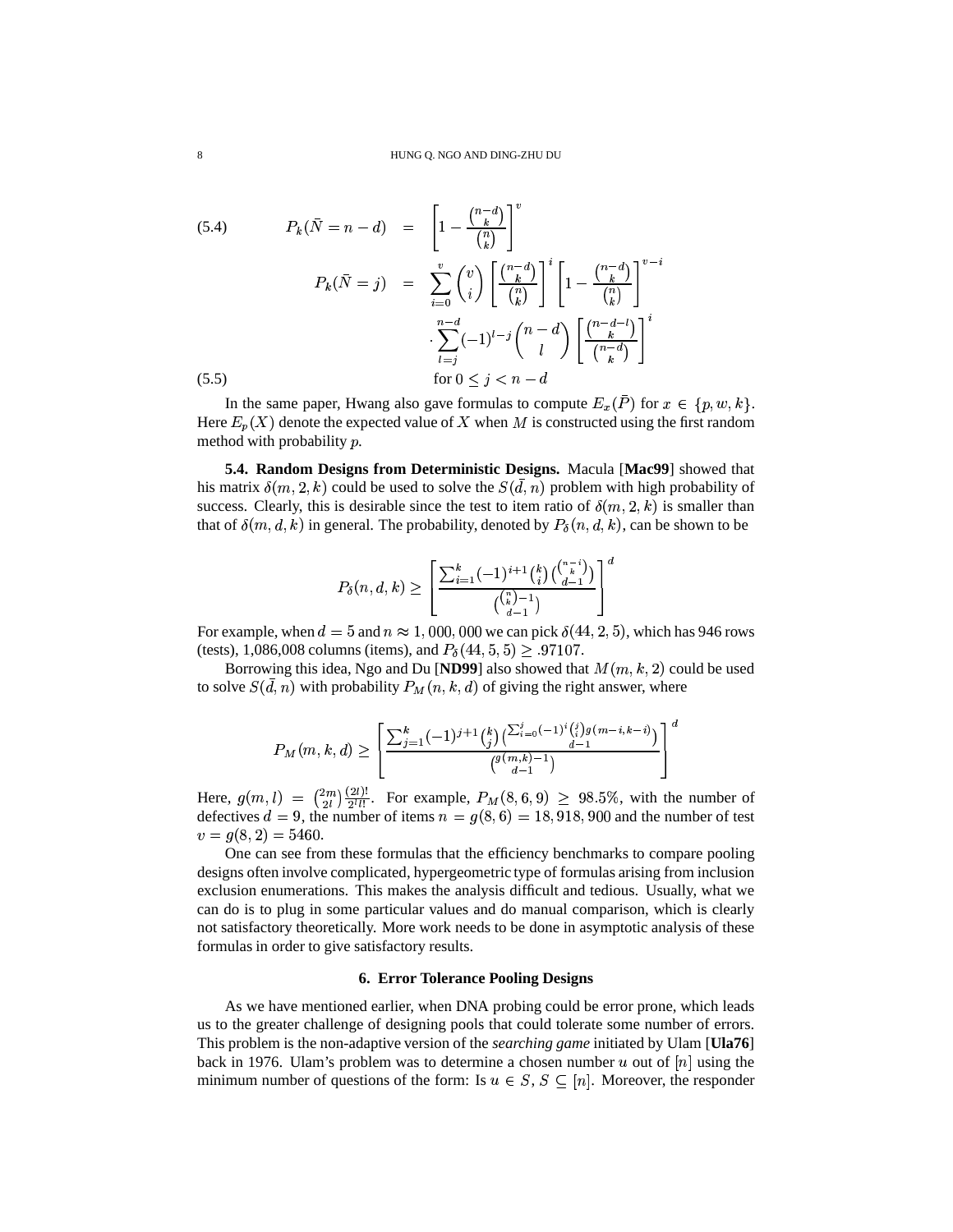$$P_k(\bar{N} = n - d) = \left[1 - \frac{\binom{n-d}{k}}{\binom{n}{k}}\right]^v \tag{5.4}$$

$$\begin{aligned} P_k(\bar{N} = j) &= \sum_{i=0}^{v} \binom{v}{i} \left[\frac{\binom{n-d}{k}}{\binom{n}{k}}\right]^i \left[1 - \frac{\binom{n-d}{k}}{\binom{n}{k}}\right]^{v-i} \\ &\quad \cdot \sum_{l=j}^{n-d} (-1)^{l-j} \binom{n-d}{l} \left[\frac{\binom{n-d-l}{k}}{\binom{n-d}{k}}\right]^i \\ &\quad \text{for } 0 \leq j < n-d \end{aligned} \tag{5.5}$$

In the same paper, Hwang also gave formulas to compute $E_x(\bar{P})$ for $x \in \{p, w, k\}$. Here $E_p(X)$ denote the expected value of $X$ when $M$ is constructed using the first random method with probability $p$.

**5.4. Random Designs from Deterministic Designs.** Macula [**Mac99**] showed that his matrix $\delta(m, 2, k)$ could be used to solve the $S(\bar{d}, n)$ problem with high probability of success. Clearly, this is desirable since the test to item ratio of $\delta(m, 2, k)$ is smaller than that of $\delta(m, d, k)$ in general. The probability, denoted by $P_\delta(n, d, k)$, can be shown to be

$$P_\delta(n, d, k) \geq \left[\frac{\sum_{i=1}^{k} (-1)^{i+1} \binom{k}{i} \binom{\binom{n-i}{k}}{d-1}}{\binom{\binom{n}{k}-1}{d-1}}\right]^d$$

For example, when $d = 5$ and $n \approx 1,000,000$ we can pick $\delta(44, 2, 5)$, which has 946 rows (tests), 1,086,008 columns (items), and $P_\delta(44, 5, 5) \geq .97107$.

Borrowing this idea, Ngo and Du [**ND99**] also showed that $M(m, k, 2)$ could be used to solve $S(\bar{d}, n)$ with probability $P_M(n, k, d)$ of giving the right answer, where

$$P_M(m, k, d) \geq \left[\frac{\sum_{j=1}^{k} (-1)^{j+1} \binom{k}{j} \binom{\sum_{i=0}^{j} (-1)^i \binom{j}{i} g(m-i, k-i)}{d-1}}{\binom{g(m,k)-1}{d-1}}\right]^d$$

Here, $g(m, l) = \binom{2m}{2l} \frac{(2l)!}{2^l l!}$. For example, $P_M(8, 6, 9) \geq 98.5\%$, with the number of defectives $d = 9$, the number of items $n = g(8, 6) = 18,918,900$ and the number of test $v = g(8, 2) = 5460$.

One can see from these formulas that the efficiency benchmarks to compare pooling designs often involve complicated, hypergeometric type of formulas arising from inclusion exclusion enumerations. This makes the analysis difficult and tedious. Usually, what we can do is to plug in some particular values and do manual comparison, which is clearly not satisfactory theoretically. More work needs to be done in asymptotic analysis of these formulas in order to give satisfactory results.

## 6. Error Tolerance Pooling Designs

As we have mentioned earlier, when DNA probing could be error prone, which leads us to the greater challenge of designing pools that could tolerate some number of errors. This problem is the non-adaptive version of the *searching game* initiated by Ulam [**Ula76**] back in 1976. Ulam's problem was to determine a chosen number $u$ out of $[n]$ using the minimum number of questions of the form: Is $u \in S$, $S \subseteq [n]$. Moreover, the responder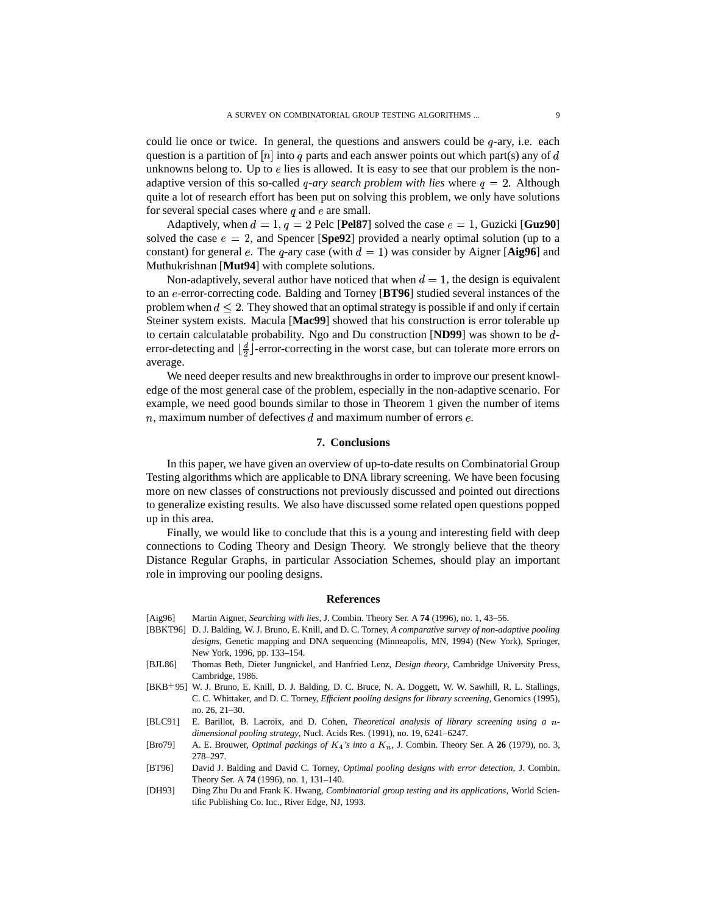could lie once or twice. In general, the questions and answers could be $q$-ary, i.e. each question is a partition of $[n]$ into $q$ parts and each answer points out which part(s) any of $d$ unknowns belong to. Up to $e$ lies is allowed. It is easy to see that our problem is the non-adaptive version of this so-called *$q$-ary search problem with lies* where $q = 2$. Although quite a lot of research effort has been put on solving this problem, we only have solutions for several special cases where $q$ and $e$ are small.

Adaptively, when $d = 1, q = 2$ Pelc [**Pel87**] solved the case $e = 1$, Guzicki [**Guz90**] solved the case $e = 2$, and Spencer [**Spe92**] provided a nearly optimal solution (up to a constant) for general $e$. The $q$-ary case (with $d = 1$) was consider by Aigner [**Aig96**] and Muthukrishnan [**Mut94**] with complete solutions.

Non-adaptively, several author have noticed that when $d = 1$, the design is equivalent to an $e$-error-correcting code. Balding and Torney [**BT96**] studied several instances of the problem when $d \leq 2$. They showed that an optimal strategy is possible if and only if certain Steiner system exists. Macula [**Mac99**] showed that his construction is error tolerable up to certain calculatable probability. Ngo and Du construction [**ND99**] was shown to be $d$-error-detecting and $\lfloor \frac{d}{2} \rfloor$-error-correcting in the worst case, but can tolerate more errors on average.

We need deeper results and new breakthroughs in order to improve our present knowledge of the most general case of the problem, especially in the non-adaptive scenario. For example, we need good bounds similar to those in Theorem 1 given the number of items $n$, maximum number of defectives $d$ and maximum number of errors $e$.

## 7. Conclusions

In this paper, we have given an overview of up-to-date results on Combinatorial Group Testing algorithms which are applicable to DNA library screening. We have been focusing more on new classes of constructions not previously discussed and pointed out directions to generalize existing results. We also have discussed some related open questions popped up in this area.

Finally, we would like to conclude that this is a young and interesting field with deep connections to Coding Theory and Design Theory. We strongly believe that the theory Distance Regular Graphs, in particular Association Schemes, should play an important role in improving our pooling designs.

## References

[Aig96] Martin Aigner, *Searching with lies*, J. Combin. Theory Ser. A **74** (1996), no. 1, 43–56.

[BBKT96] D. J. Balding, W. J. Bruno, E. Knill, and D. C. Torney, *A comparative survey of non-adaptive pooling designs*, Genetic mapping and DNA sequencing (Minneapolis, MN, 1994) (New York), Springer, New York, 1996, pp. 133–154.

[BJL86] Thomas Beth, Dieter Jungnickel, and Hanfried Lenz, *Design theory*, Cambridge University Press, Cambridge, 1986.

[BKB+95] W. J. Bruno, E. Knill, D. J. Balding, D. C. Bruce, N. A. Doggett, W. W. Sawhill, R. L. Stallings, C. C. Whittaker, and D. C. Torney, *Efficient pooling designs for library screening*, Genomics (1995), no. 26, 21–30.

[BLC91] E. Barillot, B. Lacroix, and D. Cohen, *Theoretical analysis of library screening using a $n$-dimensional pooling strategy*, Nucl. Acids Res. (1991), no. 19, 6241–6247.

[Bro79] A. E. Brouwer, *Optimal packings of $K_4$'s into a $K_n$*, J. Combin. Theory Ser. A **26** (1979), no. 3, 278–297.

[BT96] David J. Balding and David C. Torney, *Optimal pooling designs with error detection*, J. Combin. Theory Ser. A **74** (1996), no. 1, 131–140.

[DH93] Ding Zhu Du and Frank K. Hwang, *Combinatorial group testing and its applications*, World Scientific Publishing Co. Inc., River Edge, NJ, 1993.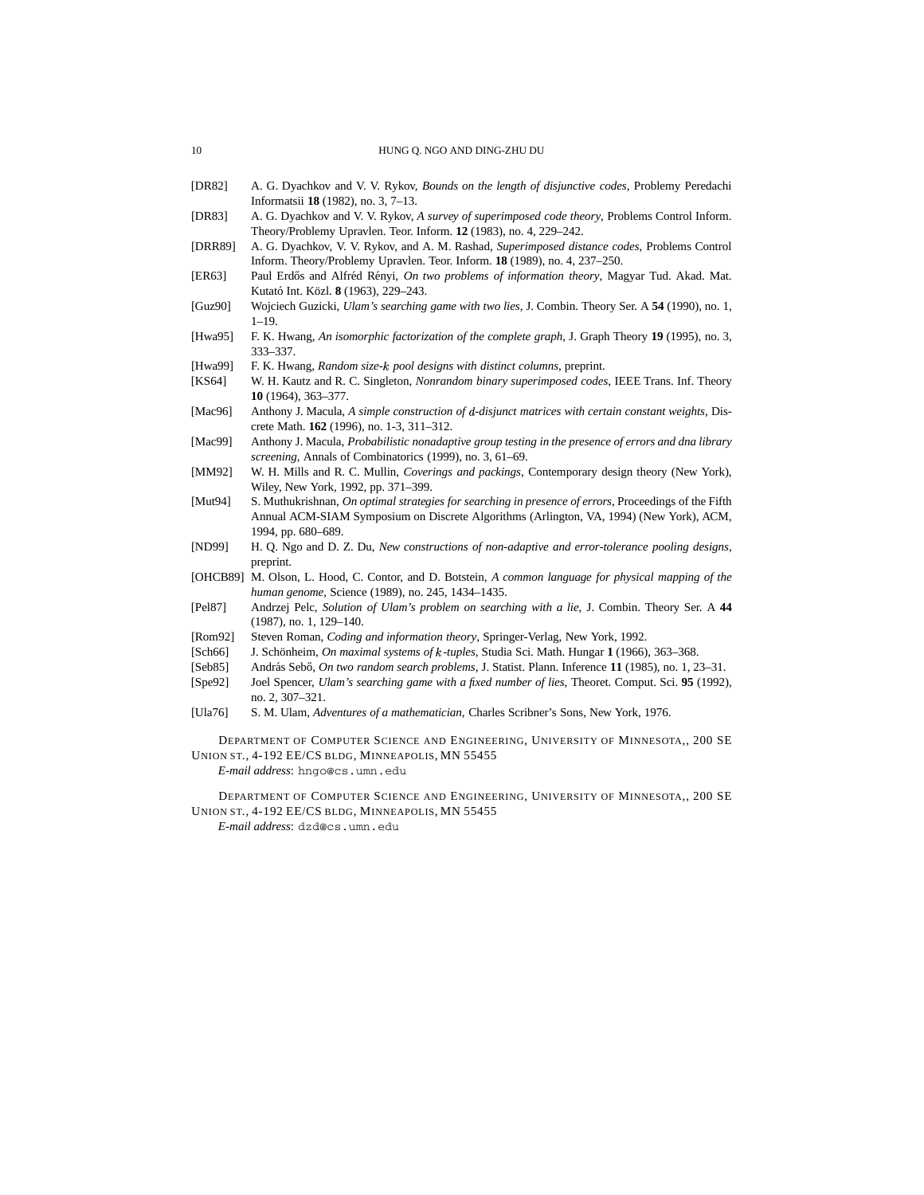[DR82] A. G. Dyachkov and V. V. Rykov, *Bounds on the length of disjunctive codes*, Problemy Peredachi Informatsii **18** (1982), no. 3, 7–13.

[DR83] A. G. Dyachkov and V. V. Rykov, *A survey of superimposed code theory*, Problems Control Inform. Theory/Problemy Upravlen. Teor. Inform. **12** (1983), no. 4, 229–242.

[DRR89] A. G. Dyachkov, V. V. Rykov, and A. M. Rashad, *Superimposed distance codes*, Problems Control Inform. Theory/Problemy Upravlen. Teor. Inform. **18** (1989), no. 4, 237–250.

[ER63] Paul Erdős and Alfréd Rényi, *On two problems of information theory*, Magyar Tud. Akad. Mat. Kutató Int. Közl. **8** (1963), 229–243.

[Guz90] Wojciech Guzicki, *Ulam's searching game with two lies*, J. Combin. Theory Ser. A **54** (1990), no. 1, 1–19.

[Hwa95] F. K. Hwang, *An isomorphic factorization of the complete graph*, J. Graph Theory **19** (1995), no. 3, 333–337.

[Hwa99] F. K. Hwang, *Random size-$k$ pool designs with distinct columns*, preprint.

[KS64] W. H. Kautz and R. C. Singleton, *Nonrandom binary superimposed codes*, IEEE Trans. Inf. Theory **10** (1964), 363–377.

[Mac96] Anthony J. Macula, *A simple construction of $d$-disjunct matrices with certain constant weights*, Discrete Math. **162** (1996), no. 1-3, 311–312.

[Mac99] Anthony J. Macula, *Probabilistic nonadaptive group testing in the presence of errors and dna library screening*, Annals of Combinatorics (1999), no. 3, 61–69.

[MM92] W. H. Mills and R. C. Mullin, *Coverings and packings*, Contemporary design theory (New York), Wiley, New York, 1992, pp. 371–399.

[Mut94] S. Muthukrishnan, *On optimal strategies for searching in presence of errors*, Proceedings of the Fifth Annual ACM-SIAM Symposium on Discrete Algorithms (Arlington, VA, 1994) (New York), ACM, 1994, pp. 680–689.

[ND99] H. Q. Ngo and D. Z. Du, *New constructions of non-adaptive and error-tolerance pooling designs*, preprint.

[OHCB89] M. Olson, L. Hood, C. Contor, and D. Botstein, *A common language for physical mapping of the human genome*, Science (1989), no. 245, 1434–1435.

[Pel87] Andrzej Pelc, *Solution of Ulam's problem on searching with a lie*, J. Combin. Theory Ser. A **44** (1987), no. 1, 129–140.

[Rom92] Steven Roman, *Coding and information theory*, Springer-Verlag, New York, 1992.

[Sch66] J. Schönheim, *On maximal systems of $k$-tuples*, Studia Sci. Math. Hungar **1** (1966), 363–368.

[Seb85] András Sebő, *On two random search problems*, J. Statist. Plann. Inference **11** (1985), no. 1, 23–31.

[Spe92] Joel Spencer, *Ulam's searching game with a fixed number of lies*, Theoret. Comput. Sci. **95** (1992), no. 2, 307–321.

[Ula76] S. M. Ulam, *Adventures of a mathematician*, Charles Scribner's Sons, New York, 1976.

Department of Computer Science and Engineering, University of Minnesota,, 200 SE Union st., 4-192 EE/CS bldg, Minneapolis, MN 55455

*E-mail address*: `hngo@cs.umn.edu`

Department of Computer Science and Engineering, University of Minnesota,, 200 SE Union st., 4-192 EE/CS bldg, Minneapolis, MN 55455

*E-mail address*: `dzd@cs.umn.edu`